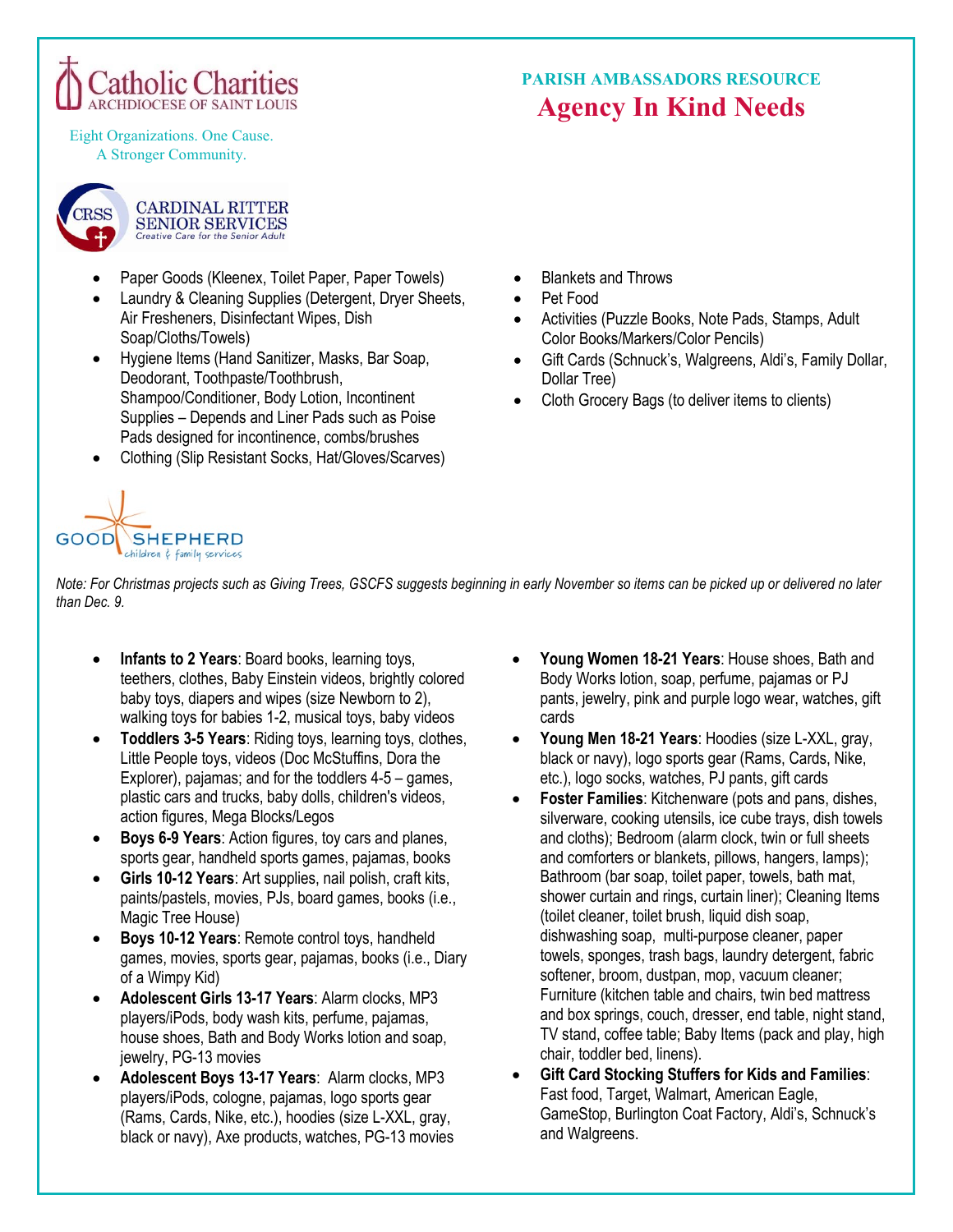Catholic Charities
ARCHDIOCESE OF SAINT LOUIS

Eight Organizations. One Cause.
A Stronger Community.

**PARISH AMBASSADORS RESOURCE**

# Agency In Kind Needs

## CARDINAL RITTER SENIOR SERVICES
*Creative Care for the Senior Adult*

- Paper Goods (Kleenex, Toilet Paper, Paper Towels)
- Laundry & Cleaning Supplies (Detergent, Dryer Sheets, Air Fresheners, Disinfectant Wipes, Dish Soap/Cloths/Towels)
- Hygiene Items (Hand Sanitizer, Masks, Bar Soap, Deodorant, Toothpaste/Toothbrush, Shampoo/Conditioner, Body Lotion, Incontinent Supplies – Depends and Liner Pads such as Poise Pads designed for incontinence, combs/brushes
- Clothing (Slip Resistant Socks, Hat/Gloves/Scarves)
- Blankets and Throws
- Pet Food
- Activities (Puzzle Books, Note Pads, Stamps, Adult Color Books/Markers/Color Pencils)
- Gift Cards (Schnuck's, Walgreens, Aldi's, Family Dollar, Dollar Tree)
- Cloth Grocery Bags (to deliver items to clients)

## GOOD SHEPHERD
*children & family services*

*Note: For Christmas projects such as Giving Trees, GSCFS suggests beginning in early November so items can be picked up or delivered no later than Dec. 9.*

- **Infants to 2 Years**: Board books, learning toys, teethers, clothes, Baby Einstein videos, brightly colored baby toys, diapers and wipes (size Newborn to 2), walking toys for babies 1-2, musical toys, baby videos
- **Toddlers 3-5 Years**: Riding toys, learning toys, clothes, Little People toys, videos (Doc McStuffins, Dora the Explorer), pajamas; and for the toddlers 4-5 – games, plastic cars and trucks, baby dolls, children's videos, action figures, Mega Blocks/Legos
- **Boys 6-9 Years**: Action figures, toy cars and planes, sports gear, handheld sports games, pajamas, books
- **Girls 10-12 Years**: Art supplies, nail polish, craft kits, paints/pastels, movies, PJs, board games, books (i.e., Magic Tree House)
- **Boys 10-12 Years**: Remote control toys, handheld games, movies, sports gear, pajamas, books (i.e., Diary of a Wimpy Kid)
- **Adolescent Girls 13-17 Years**: Alarm clocks, MP3 players/iPods, body wash kits, perfume, pajamas, house shoes, Bath and Body Works lotion and soap, jewelry, PG-13 movies
- **Adolescent Boys 13-17 Years**: Alarm clocks, MP3 players/iPods, cologne, pajamas, logo sports gear (Rams, Cards, Nike, etc.), hoodies (size L-XXL, gray, black or navy), Axe products, watches, PG-13 movies
- **Young Women 18-21 Years**: House shoes, Bath and Body Works lotion, soap, perfume, pajamas or PJ pants, jewelry, pink and purple logo wear, watches, gift cards
- **Young Men 18-21 Years**: Hoodies (size L-XXL, gray, black or navy), logo sports gear (Rams, Cards, Nike, etc.), logo socks, watches, PJ pants, gift cards
- **Foster Families**: Kitchenware (pots and pans, dishes, silverware, cooking utensils, ice cube trays, dish towels and cloths); Bedroom (alarm clock, twin or full sheets and comforters or blankets, pillows, hangers, lamps); Bathroom (bar soap, toilet paper, towels, bath mat, shower curtain and rings, curtain liner); Cleaning Items (toilet cleaner, toilet brush, liquid dish soap, dishwashing soap, multi-purpose cleaner, paper towels, sponges, trash bags, laundry detergent, fabric softener, broom, dustpan, mop, vacuum cleaner; Furniture (kitchen table and chairs, twin bed mattress and box springs, couch, dresser, end table, night stand, TV stand, coffee table; Baby Items (pack and play, high chair, toddler bed, linens).
- **Gift Card Stocking Stuffers for Kids and Families**: Fast food, Target, Walmart, American Eagle, GameStop, Burlington Coat Factory, Aldi's, Schnuck's and Walgreens.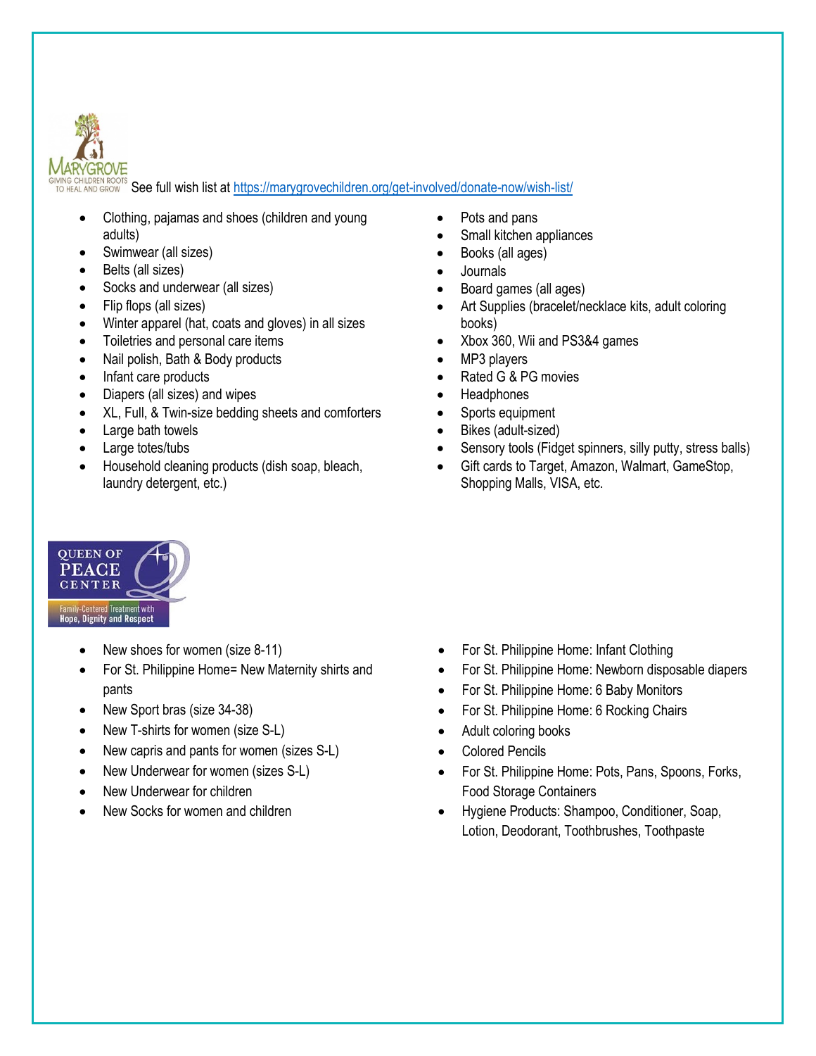MARYGROVE
GIVING CHILDREN ROOTS TO HEAL AND GROW

See full wish list at https://marygrovechildren.org/get-involved/donate-now/wish-list/

- Clothing, pajamas and shoes (children and young adults)
- Swimwear (all sizes)
- Belts (all sizes)
- Socks and underwear (all sizes)
- Flip flops (all sizes)
- Winter apparel (hat, coats and gloves) in all sizes
- Toiletries and personal care items
- Nail polish, Bath & Body products
- Infant care products
- Diapers (all sizes) and wipes
- XL, Full, & Twin-size bedding sheets and comforters
- Large bath towels
- Large totes/tubs
- Household cleaning products (dish soap, bleach, laundry detergent, etc.)
- Pots and pans
- Small kitchen appliances
- Books (all ages)
- Journals
- Board games (all ages)
- Art Supplies (bracelet/necklace kits, adult coloring books)
- Xbox 360, Wii and PS3&4 games
- MP3 players
- Rated G & PG movies
- Headphones
- Sports equipment
- Bikes (adult-sized)
- Sensory tools (Fidget spinners, silly putty, stress balls)
- Gift cards to Target, Amazon, Walmart, GameStop, Shopping Malls, VISA, etc.

QUEEN OF PEACE CENTER
Family-Centered Treatment with Hope, Dignity and Respect

- New shoes for women (size 8-11)
- For St. Philippine Home= New Maternity shirts and pants
- New Sport bras (size 34-38)
- New T-shirts for women (size S-L)
- New capris and pants for women (sizes S-L)
- New Underwear for women (sizes S-L)
- New Underwear for children
- New Socks for women and children
- For St. Philippine Home: Infant Clothing
- For St. Philippine Home: Newborn disposable diapers
- For St. Philippine Home: 6 Baby Monitors
- For St. Philippine Home: 6 Rocking Chairs
- Adult coloring books
- Colored Pencils
- For St. Philippine Home: Pots, Pans, Spoons, Forks, Food Storage Containers
- Hygiene Products: Shampoo, Conditioner, Soap, Lotion, Deodorant, Toothbrushes, Toothpaste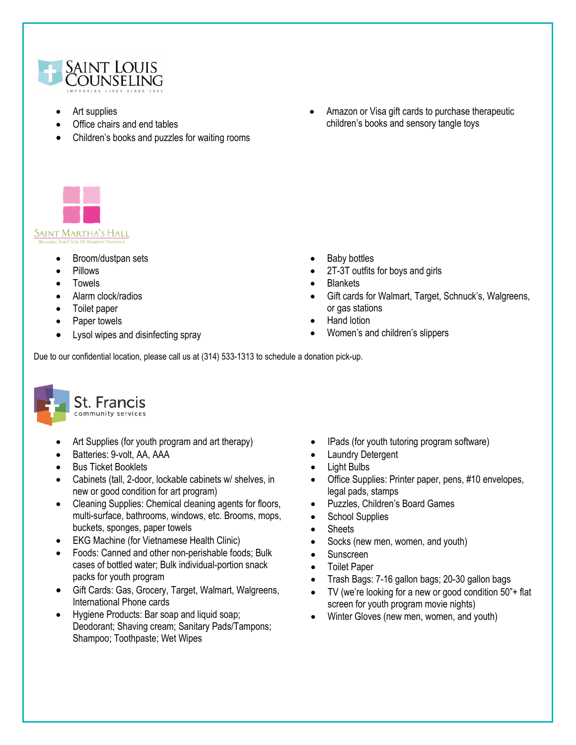## SAINT LOUIS COUNSELING

IMPROVING LIVES SINCE 1955

- Art supplies
- Office chairs and end tables
- Children's books and puzzles for waiting rooms
- Amazon or Visa gift cards to purchase therapeutic children's books and sensory tangle toys

## SAINT MARTHA'S HALL

BREAKING THE CYCLE OF DOMESTIC VIOLENCE

- Broom/dustpan sets
- Pillows
- Towels
- Alarm clock/radios
- Toilet paper
- Paper towels
- Lysol wipes and disinfecting spray
- Baby bottles
- 2T-3T outfits for boys and girls
- Blankets
- Gift cards for Walmart, Target, Schnuck's, Walgreens, or gas stations
- Hand lotion
- Women's and children's slippers

Due to our confidential location, please call us at (314) 533-1313 to schedule a donation pick-up.

## St. Francis community services

- Art Supplies (for youth program and art therapy)
- Batteries: 9-volt, AA, AAA
- Bus Ticket Booklets
- Cabinets (tall, 2-door, lockable cabinets w/ shelves, in new or good condition for art program)
- Cleaning Supplies: Chemical cleaning agents for floors, multi-surface, bathrooms, windows, etc. Brooms, mops, buckets, sponges, paper towels
- EKG Machine (for Vietnamese Health Clinic)
- Foods: Canned and other non-perishable foods; Bulk cases of bottled water; Bulk individual-portion snack packs for youth program
- Gift Cards: Gas, Grocery, Target, Walmart, Walgreens, International Phone cards
- Hygiene Products: Bar soap and liquid soap; Deodorant; Shaving cream; Sanitary Pads/Tampons; Shampoo; Toothpaste; Wet Wipes
- IPads (for youth tutoring program software)
- Laundry Detergent
- Light Bulbs
- Office Supplies: Printer paper, pens, #10 envelopes, legal pads, stamps
- Puzzles, Children's Board Games
- School Supplies
- Sheets
- Socks (new men, women, and youth)
- Sunscreen
- Toilet Paper
- Trash Bags: 7-16 gallon bags; 20-30 gallon bags
- TV (we're looking for a new or good condition 50"+ flat screen for youth program movie nights)
- Winter Gloves (new men, women, and youth)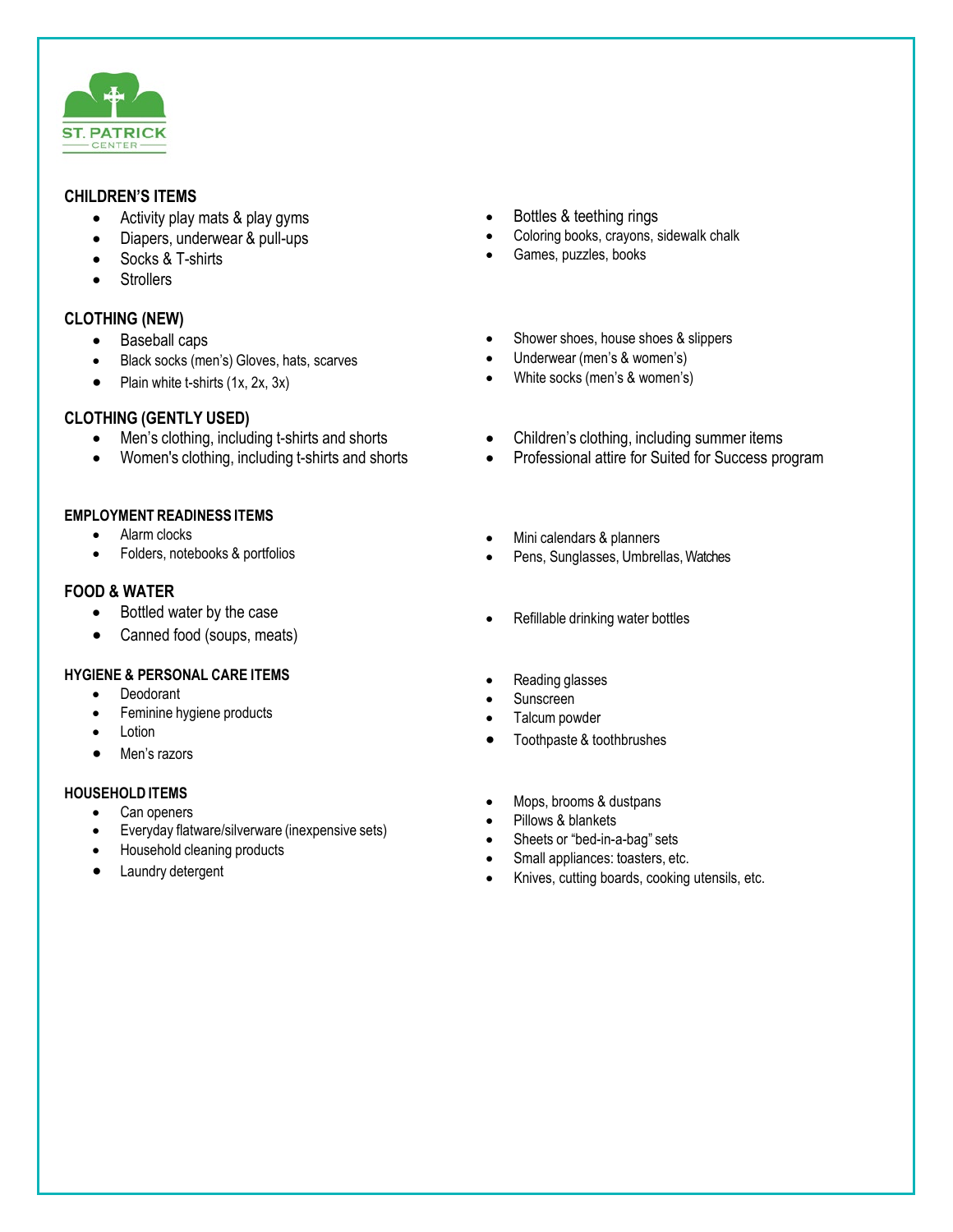ST. PATRICK CENTER

## CHILDREN'S ITEMS

- Activity play mats & play gyms
- Diapers, underwear & pull-ups
- Socks & T-shirts
- Strollers
- Bottles & teething rings
- Coloring books, crayons, sidewalk chalk
- Games, puzzles, books

## CLOTHING (NEW)

- Baseball caps
- Black socks (men's) Gloves, hats, scarves
- Plain white t-shirts (1x, 2x, 3x)
- Shower shoes, house shoes & slippers
- Underwear (men's & women's)
- White socks (men's & women's)

## CLOTHING (GENTLY USED)

- Men's clothing, including t-shirts and shorts
- Women's clothing, including t-shirts and shorts
- Children's clothing, including summer items
- Professional attire for Suited for Success program

## EMPLOYMENT READINESS ITEMS

- Alarm clocks
- Folders, notebooks & portfolios
- Mini calendars & planners
- Pens, Sunglasses, Umbrellas, Watches

## FOOD & WATER

- Bottled water by the case
- Canned food (soups, meats)
- Refillable drinking water bottles

## HYGIENE & PERSONAL CARE ITEMS

- Deodorant
- Feminine hygiene products
- Lotion
- Men's razors
- Reading glasses
- Sunscreen
- Talcum powder
- Toothpaste & toothbrushes

## HOUSEHOLD ITEMS

- Can openers
- Everyday flatware/silverware (inexpensive sets)
- Household cleaning products
- Laundry detergent
- Mops, brooms & dustpans
- Pillows & blankets
- Sheets or "bed-in-a-bag" sets
- Small appliances: toasters, etc.
- Knives, cutting boards, cooking utensils, etc.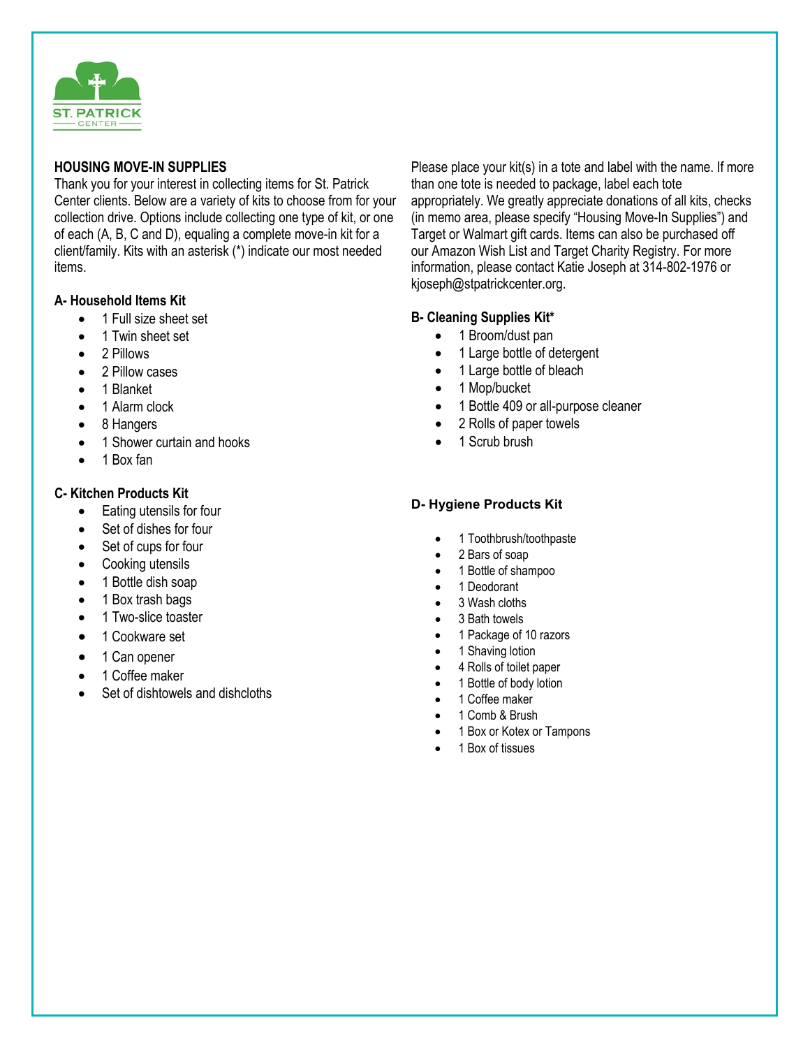ST. PATRICK CENTER

## HOUSING MOVE-IN SUPPLIES

Thank you for your interest in collecting items for St. Patrick Center clients. Below are a variety of kits to choose from for your collection drive. Options include collecting one type of kit, or one of each (A, B, C and D), equaling a complete move-in kit for a client/family. Kits with an asterisk (*) indicate our most needed items.

### A- Household Items Kit

- 1 Full size sheet set
- 1 Twin sheet set
- 2 Pillows
- 2 Pillow cases
- 1 Blanket
- 1 Alarm clock
- 8 Hangers
- 1 Shower curtain and hooks
- 1 Box fan

### C- Kitchen Products Kit

- Eating utensils for four
- Set of dishes for four
- Set of cups for four
- Cooking utensils
- 1 Bottle dish soap
- 1 Box trash bags
- 1 Two-slice toaster
- 1 Cookware set
- 1 Can opener
- 1 Coffee maker
- Set of dishtowels and dishcloths

Please place your kit(s) in a tote and label with the name. If more than one tote is needed to package, label each tote appropriately. We greatly appreciate donations of all kits, checks (in memo area, please specify "Housing Move-In Supplies") and Target or Walmart gift cards. Items can also be purchased off our Amazon Wish List and Target Charity Registry. For more information, please contact Katie Joseph at 314-802-1976 or kjoseph@stpatrickcenter.org.

### B- Cleaning Supplies Kit*

- 1 Broom/dust pan
- 1 Large bottle of detergent
- 1 Large bottle of bleach
- 1 Mop/bucket
- 1 Bottle 409 or all-purpose cleaner
- 2 Rolls of paper towels
- 1 Scrub brush

### D- Hygiene Products Kit

- 1 Toothbrush/toothpaste
- 2 Bars of soap
- 1 Bottle of shampoo
- 1 Deodorant
- 3 Wash cloths
- 3 Bath towels
- 1 Package of 10 razors
- 1 Shaving lotion
- 4 Rolls of toilet paper
- 1 Bottle of body lotion
- 1 Coffee maker
- 1 Comb & Brush
- 1 Box or Kotex or Tampons
- 1 Box of tissues